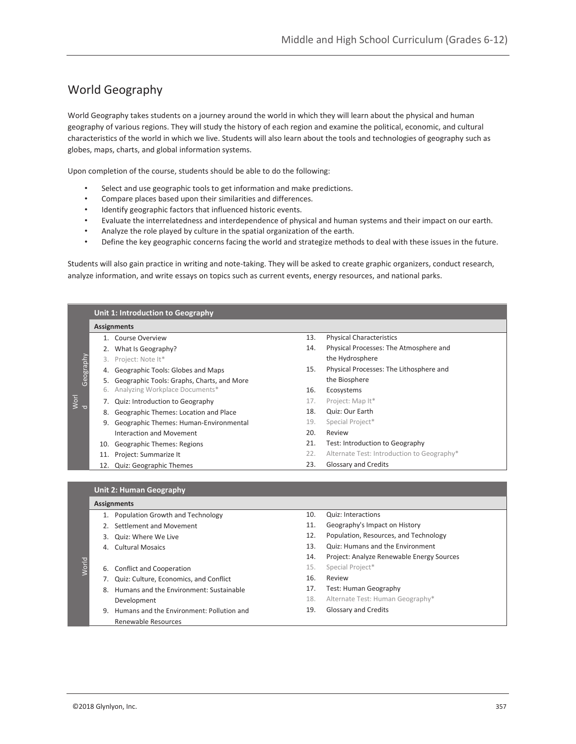## World Geography

World Geography takes students on a journey around the world in which they will learn about the physical and human geography of various regions. They will study the history of each region and examine the political, economic, and cultural characteristics of the world in which we live. Students will also learn about the tools and technologies of geography such as globes, maps, charts, and global information systems.

Upon completion of the course, students should be able to do the following:

- Select and use geographic tools to get information and make predictions.
- Compare places based upon their similarities and differences.
- Identify geographic factors that influenced historic events.
- Evaluate the interrelatedness and interdependence of physical and human systems and their impact on our earth.
- Analyze the role played by culture in the spatial organization of the earth.
- Define the key geographic concerns facing the world and strategize methods to deal with these issues in the future.

Students will also gain practice in writing and note-taking. They will be asked to create graphic organizers, conduct research, analyze information, and write essays on topics such as current events, energy resources, and national parks.

### Unit 1: Introduction to Geography

**Assignments**

1. Course Overview
2. What Is Geography?
3. Project: Note It*
4. Geographic Tools: Globes and Maps
5. Geographic Tools: Graphs, Charts, and More
6. Analyzing Workplace Documents*
7. Quiz: Introduction to Geography
8. Geographic Themes: Location and Place
9. Geographic Themes: Human-Environmental Interaction and Movement
10. Geographic Themes: Regions
11. Project: Summarize It
12. Quiz: Geographic Themes
13. Physical Characteristics
14. Physical Processes: The Atmosphere and the Hydrosphere
15. Physical Processes: The Lithosphere and the Biosphere
16. Ecosystems
17. Project: Map It*
18. Quiz: Our Earth
19. Special Project*
20. Review
21. Test: Introduction to Geography
22. Alternate Test: Introduction to Geography*
23. Glossary and Credits

### Unit 2: Human Geography

**Assignments**

1. Population Growth and Technology
2. Settlement and Movement
3. Quiz: Where We Live
4. Cultural Mosaics
6. Conflict and Cooperation
7. Quiz: Culture, Economics, and Conflict
8. Humans and the Environment: Sustainable Development
9. Humans and the Environment: Pollution and Renewable Resources
10. Quiz: Interactions
11. Geography's Impact on History
12. Population, Resources, and Technology
13. Quiz: Humans and the Environment
14. Project: Analyze Renewable Energy Sources
15. Special Project*
16. Review
17. Test: Human Geography
18. Alternate Test: Human Geography*
19. Glossary and Credits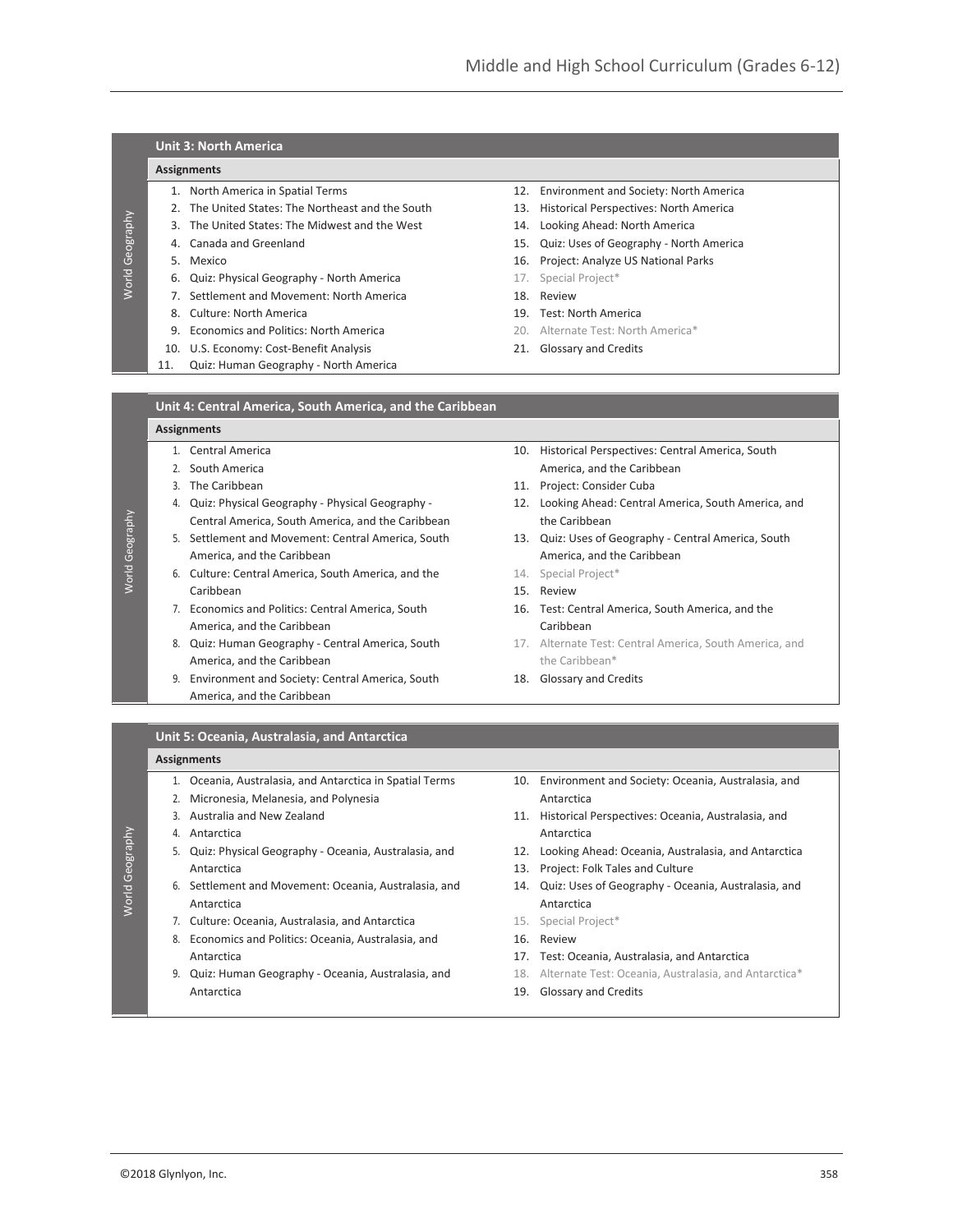## Unit 3: North America

**Assignments**

1. North America in Spatial Terms
2. The United States: The Northeast and the South
3. The United States: The Midwest and the West
4. Canada and Greenland
5. Mexico
6. Quiz: Physical Geography - North America
7. Settlement and Movement: North America
8. Culture: North America
9. Economics and Politics: North America
10. U.S. Economy: Cost-Benefit Analysis
11. Quiz: Human Geography - North America
12. Environment and Society: North America
13. Historical Perspectives: North America
14. Looking Ahead: North America
15. Quiz: Uses of Geography - North America
16. Project: Analyze US National Parks
17. Special Project*
18. Review
19. Test: North America
20. Alternate Test: North America*
21. Glossary and Credits

## Unit 4: Central America, South America, and the Caribbean

**Assignments**

1. Central America
2. South America
3. The Caribbean
4. Quiz: Physical Geography - Physical Geography - Central America, South America, and the Caribbean
5. Settlement and Movement: Central America, South America, and the Caribbean
6. Culture: Central America, South America, and the Caribbean
7. Economics and Politics: Central America, South America, and the Caribbean
8. Quiz: Human Geography - Central America, South America, and the Caribbean
9. Environment and Society: Central America, South America, and the Caribbean
10. Historical Perspectives: Central America, South America, and the Caribbean
11. Project: Consider Cuba
12. Looking Ahead: Central America, South America, and the Caribbean
13. Quiz: Uses of Geography - Central America, South America, and the Caribbean
14. Special Project*
15. Review
16. Test: Central America, South America, and the Caribbean
17. Alternate Test: Central America, South America, and the Caribbean*
18. Glossary and Credits

## Unit 5: Oceania, Australasia, and Antarctica

**Assignments**

1. Oceania, Australasia, and Antarctica in Spatial Terms
2. Micronesia, Melanesia, and Polynesia
3. Australia and New Zealand
4. Antarctica
5. Quiz: Physical Geography - Oceania, Australasia, and Antarctica
6. Settlement and Movement: Oceania, Australasia, and Antarctica
7. Culture: Oceania, Australasia, and Antarctica
8. Economics and Politics: Oceania, Australasia, and Antarctica
9. Quiz: Human Geography - Oceania, Australasia, and Antarctica
10. Environment and Society: Oceania, Australasia, and Antarctica
11. Historical Perspectives: Oceania, Australasia, and Antarctica
12. Looking Ahead: Oceania, Australasia, and Antarctica
13. Project: Folk Tales and Culture
14. Quiz: Uses of Geography - Oceania, Australasia, and Antarctica
15. Special Project*
16. Review
17. Test: Oceania, Australasia, and Antarctica
18. Alternate Test: Oceania, Australasia, and Antarctica*
19. Glossary and Credits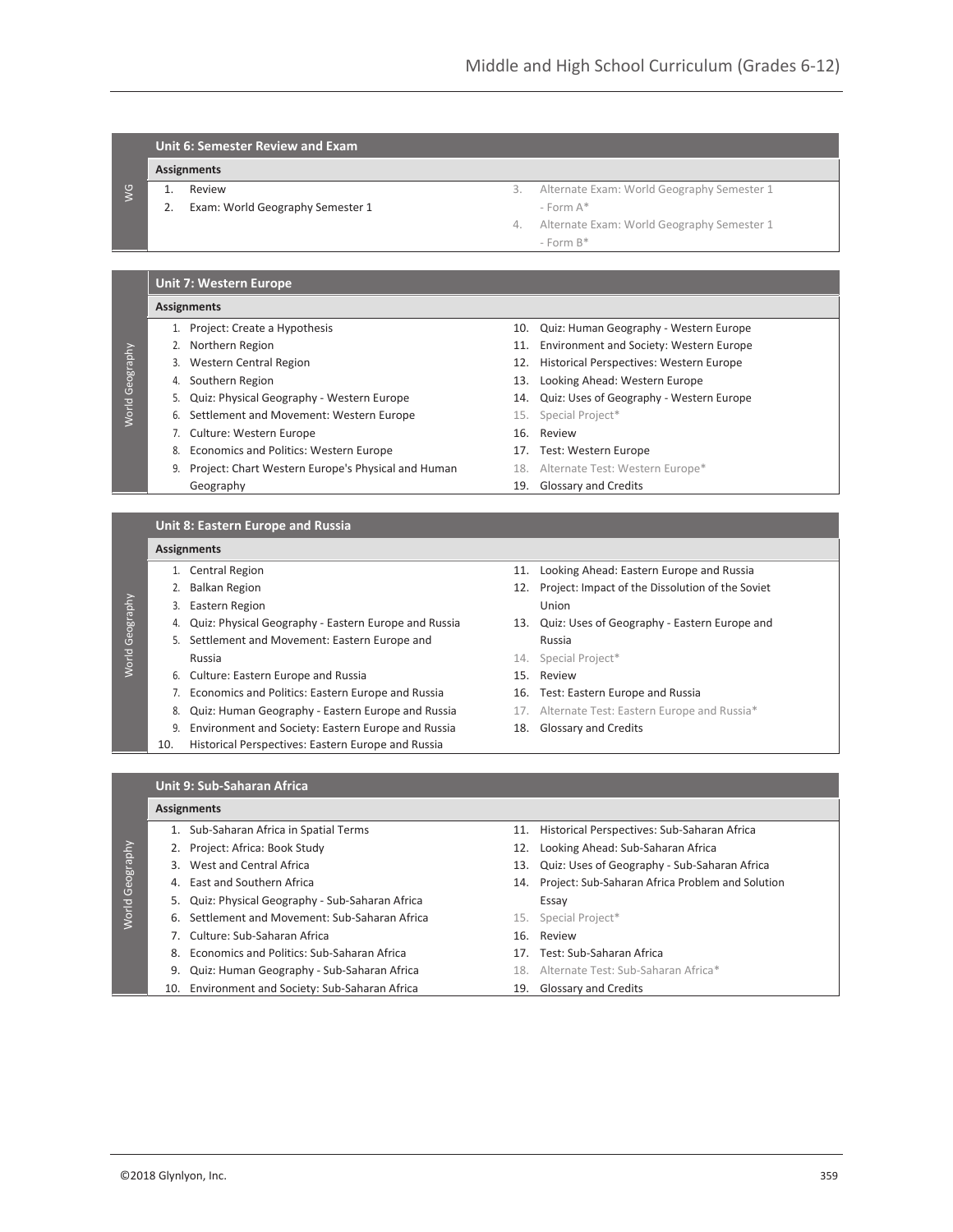## Unit 6: Semester Review and Exam

**Assignments**

1. Review
2. Exam: World Geography Semester 1
3. Alternate Exam: World Geography Semester 1 - Form A*
4. Alternate Exam: World Geography Semester 1 - Form B*

## Unit 7: Western Europe

**Assignments**

1. Project: Create a Hypothesis
2. Northern Region
3. Western Central Region
4. Southern Region
5. Quiz: Physical Geography - Western Europe
6. Settlement and Movement: Western Europe
7. Culture: Western Europe
8. Economics and Politics: Western Europe
9. Project: Chart Western Europe's Physical and Human Geography
10. Quiz: Human Geography - Western Europe
11. Environment and Society: Western Europe
12. Historical Perspectives: Western Europe
13. Looking Ahead: Western Europe
14. Quiz: Uses of Geography - Western Europe
15. Special Project*
16. Review
17. Test: Western Europe
18. Alternate Test: Western Europe*
19. Glossary and Credits

## Unit 8: Eastern Europe and Russia

**Assignments**

1. Central Region
2. Balkan Region
3. Eastern Region
4. Quiz: Physical Geography - Eastern Europe and Russia
5. Settlement and Movement: Eastern Europe and Russia
6. Culture: Eastern Europe and Russia
7. Economics and Politics: Eastern Europe and Russia
8. Quiz: Human Geography - Eastern Europe and Russia
9. Environment and Society: Eastern Europe and Russia
10. Historical Perspectives: Eastern Europe and Russia
11. Looking Ahead: Eastern Europe and Russia
12. Project: Impact of the Dissolution of the Soviet Union
13. Quiz: Uses of Geography - Eastern Europe and Russia
14. Special Project*
15. Review
16. Test: Eastern Europe and Russia
17. Alternate Test: Eastern Europe and Russia*
18. Glossary and Credits

## Unit 9: Sub-Saharan Africa

**Assignments**

1. Sub-Saharan Africa in Spatial Terms
2. Project: Africa: Book Study
3. West and Central Africa
4. East and Southern Africa
5. Quiz: Physical Geography - Sub-Saharan Africa
6. Settlement and Movement: Sub-Saharan Africa
7. Culture: Sub-Saharan Africa
8. Economics and Politics: Sub-Saharan Africa
9. Quiz: Human Geography - Sub-Saharan Africa
10. Environment and Society: Sub-Saharan Africa
11. Historical Perspectives: Sub-Saharan Africa
12. Looking Ahead: Sub-Saharan Africa
13. Quiz: Uses of Geography - Sub-Saharan Africa
14. Project: Sub-Saharan Africa Problem and Solution Essay
15. Special Project*
16. Review
17. Test: Sub-Saharan Africa
18. Alternate Test: Sub-Saharan Africa*
19. Glossary and Credits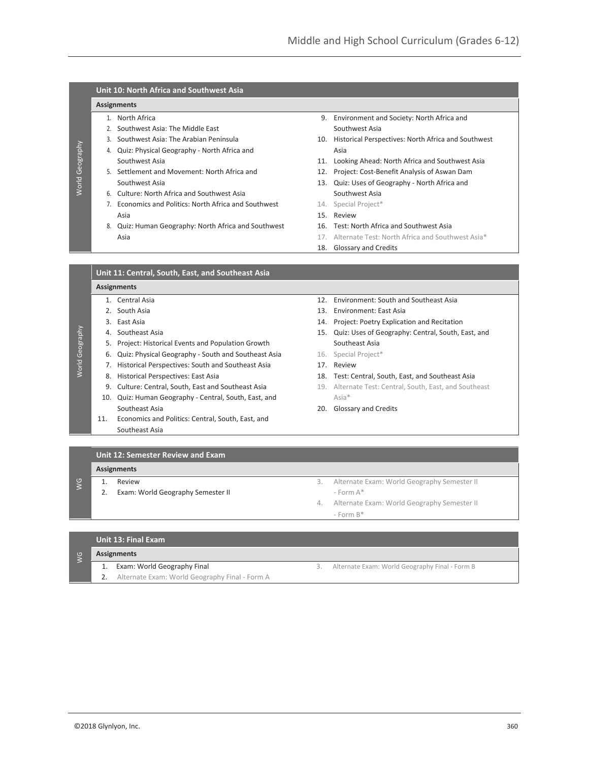## Unit 10: North Africa and Southwest Asia

**Assignments**

1. North Africa
2. Southwest Asia: The Middle East
3. Southwest Asia: The Arabian Peninsula
4. Quiz: Physical Geography - North Africa and Southwest Asia
5. Settlement and Movement: North Africa and Southwest Asia
6. Culture: North Africa and Southwest Asia
7. Economics and Politics: North Africa and Southwest Asia
8. Quiz: Human Geography: North Africa and Southwest Asia
9. Environment and Society: North Africa and Southwest Asia
10. Historical Perspectives: North Africa and Southwest Asia
11. Looking Ahead: North Africa and Southwest Asia
12. Project: Cost-Benefit Analysis of Aswan Dam
13. Quiz: Uses of Geography - North Africa and Southwest Asia
14. Special Project*
15. Review
16. Test: North Africa and Southwest Asia
17. Alternate Test: North Africa and Southwest Asia*
18. Glossary and Credits

## Unit 11: Central, South, East, and Southeast Asia

**Assignments**

1. Central Asia
2. South Asia
3. East Asia
4. Southeast Asia
5. Project: Historical Events and Population Growth
6. Quiz: Physical Geography - South and Southeast Asia
7. Historical Perspectives: South and Southeast Asia
8. Historical Perspectives: East Asia
9. Culture: Central, South, East and Southeast Asia
10. Quiz: Human Geography - Central, South, East, and Southeast Asia
11. Economics and Politics: Central, South, East, and Southeast Asia
12. Environment: South and Southeast Asia
13. Environment: East Asia
14. Project: Poetry Explication and Recitation
15. Quiz: Uses of Geography: Central, South, East, and Southeast Asia
16. Special Project*
17. Review
18. Test: Central, South, East, and Southeast Asia
19. Alternate Test: Central, South, East, and Southeast Asia*
20. Glossary and Credits

## Unit 12: Semester Review and Exam

**Assignments**

1. Review
2. Exam: World Geography Semester II
3. Alternate Exam: World Geography Semester II - Form A*
4. Alternate Exam: World Geography Semester II - Form B*

## Unit 13: Final Exam

**Assignments**

1. Exam: World Geography Final
2. Alternate Exam: World Geography Final - Form A
3. Alternate Exam: World Geography Final - Form B

©2018 Glynlyon, Inc.